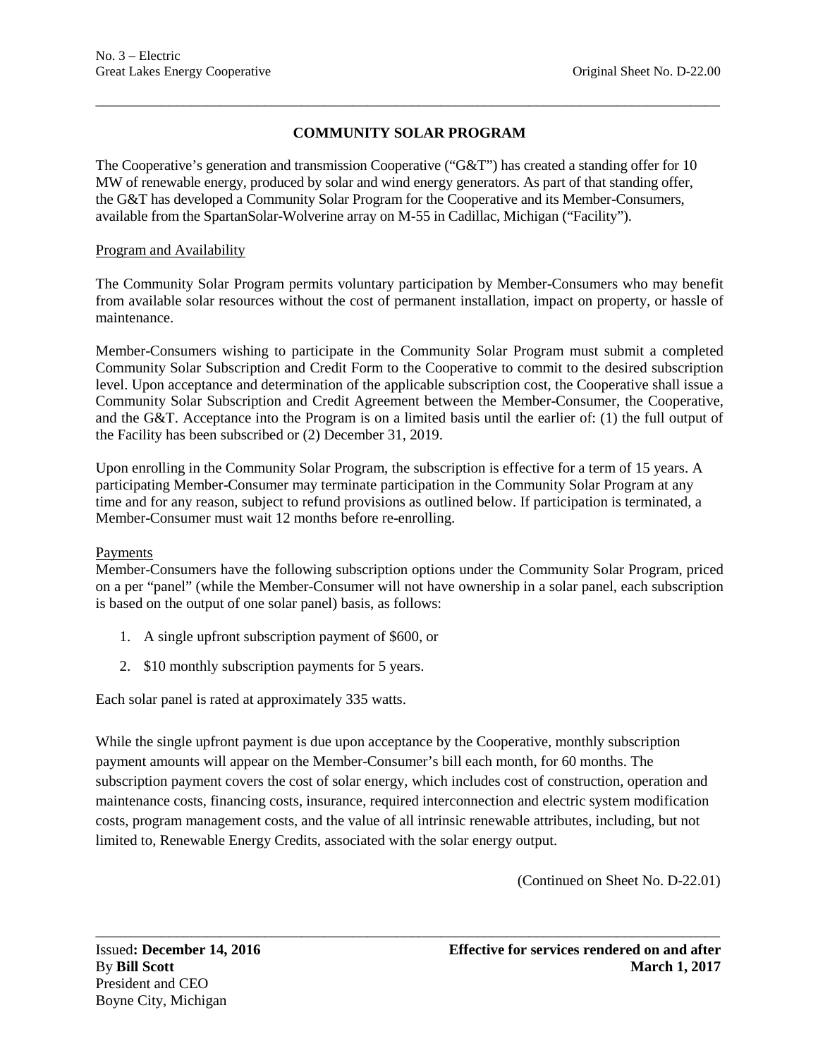# COMMUNITY SOLAR PROGRAM

The Cooperative's generation and transmission Cooperative ("G&T") has created a standing offer for 10 MW of renewable energy, produced by solar and wind energy generators. As part of that standing offer, the G&T has developed a Community Solar Program for the Cooperative and its Member-Consumers, available from the SpartanSolar-Wolverine array on M-55 in Cadillac, Michigan ("Facility").

## Program and Availability

The Community Solar Program permits voluntary participation by Member-Consumers who may benefit from available solar resources without the cost of permanent installation, impact on property, or hassle of maintenance.

Member-Consumers wishing to participate in the Community Solar Program must submit a completed Community Solar Subscription and Credit Form to the Cooperative to commit to the desired subscription level. Upon acceptance and determination of the applicable subscription cost, the Cooperative shall issue a Community Solar Subscription and Credit Agreement between the Member-Consumer, the Cooperative, and the G&T. Acceptance into the Program is on a limited basis until the earlier of: (1) the full output of the Facility has been subscribed or (2) December 31, 2019.

Upon enrolling in the Community Solar Program, the subscription is effective for a term of 15 years. A participating Member-Consumer may terminate participation in the Community Solar Program at any time and for any reason, subject to refund provisions as outlined below. If participation is terminated, a Member-Consumer must wait 12 months before re-enrolling.

## Payments

Member-Consumers have the following subscription options under the Community Solar Program, priced on a per "panel" (while the Member-Consumer will not have ownership in a solar panel, each subscription is based on the output of one solar panel) basis, as follows:

1. A single upfront subscription payment of $600, or
2. $10 monthly subscription payments for 5 years.

Each solar panel is rated at approximately 335 watts.

While the single upfront payment is due upon acceptance by the Cooperative, monthly subscription payment amounts will appear on the Member-Consumer's bill each month, for 60 months. The subscription payment covers the cost of solar energy, which includes cost of construction, operation and maintenance costs, financing costs, insurance, required interconnection and electric system modification costs, program management costs, and the value of all intrinsic renewable attributes, including, but not limited to, Renewable Energy Credits, associated with the solar energy output.

(Continued on Sheet No. D-22.01)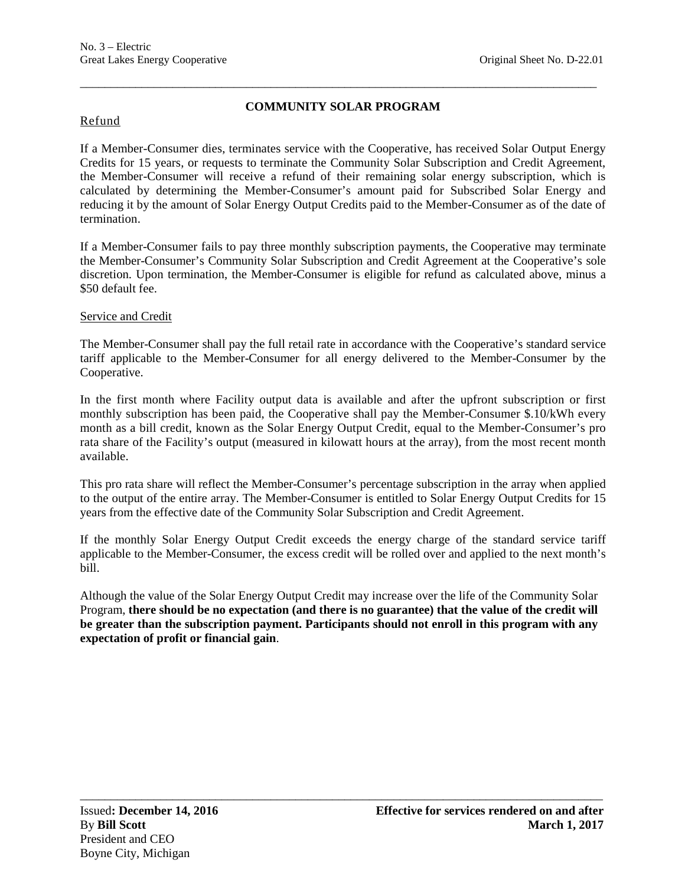## COMMUNITY SOLAR PROGRAM

Refund

If a Member-Consumer dies, terminates service with the Cooperative, has received Solar Output Energy Credits for 15 years, or requests to terminate the Community Solar Subscription and Credit Agreement, the Member-Consumer will receive a refund of their remaining solar energy subscription, which is calculated by determining the Member-Consumer's amount paid for Subscribed Solar Energy and reducing it by the amount of Solar Energy Output Credits paid to the Member-Consumer as of the date of termination.

If a Member-Consumer fails to pay three monthly subscription payments, the Cooperative may terminate the Member-Consumer's Community Solar Subscription and Credit Agreement at the Cooperative's sole discretion. Upon termination, the Member-Consumer is eligible for refund as calculated above, minus a $50 default fee.

Service and Credit

The Member-Consumer shall pay the full retail rate in accordance with the Cooperative's standard service tariff applicable to the Member-Consumer for all energy delivered to the Member-Consumer by the Cooperative.

In the first month where Facility output data is available and after the upfront subscription or first monthly subscription has been paid, the Cooperative shall pay the Member-Consumer $.10/kWh every month as a bill credit, known as the Solar Energy Output Credit, equal to the Member-Consumer's pro rata share of the Facility's output (measured in kilowatt hours at the array), from the most recent month available.

This pro rata share will reflect the Member-Consumer's percentage subscription in the array when applied to the output of the entire array. The Member-Consumer is entitled to Solar Energy Output Credits for 15 years from the effective date of the Community Solar Subscription and Credit Agreement.

If the monthly Solar Energy Output Credit exceeds the energy charge of the standard service tariff applicable to the Member-Consumer, the excess credit will be rolled over and applied to the next month's bill.

Although the value of the Solar Energy Output Credit may increase over the life of the Community Solar Program, **there should be no expectation (and there is no guarantee) that the value of the credit will be greater than the subscription payment. Participants should not enroll in this program with any expectation of profit or financial gain**.

Issued**: December 14, 2016**
By **Bill Scott**
President and CEO
Boyne City, Michigan

**Effective for services rendered on and after March 1, 2017**